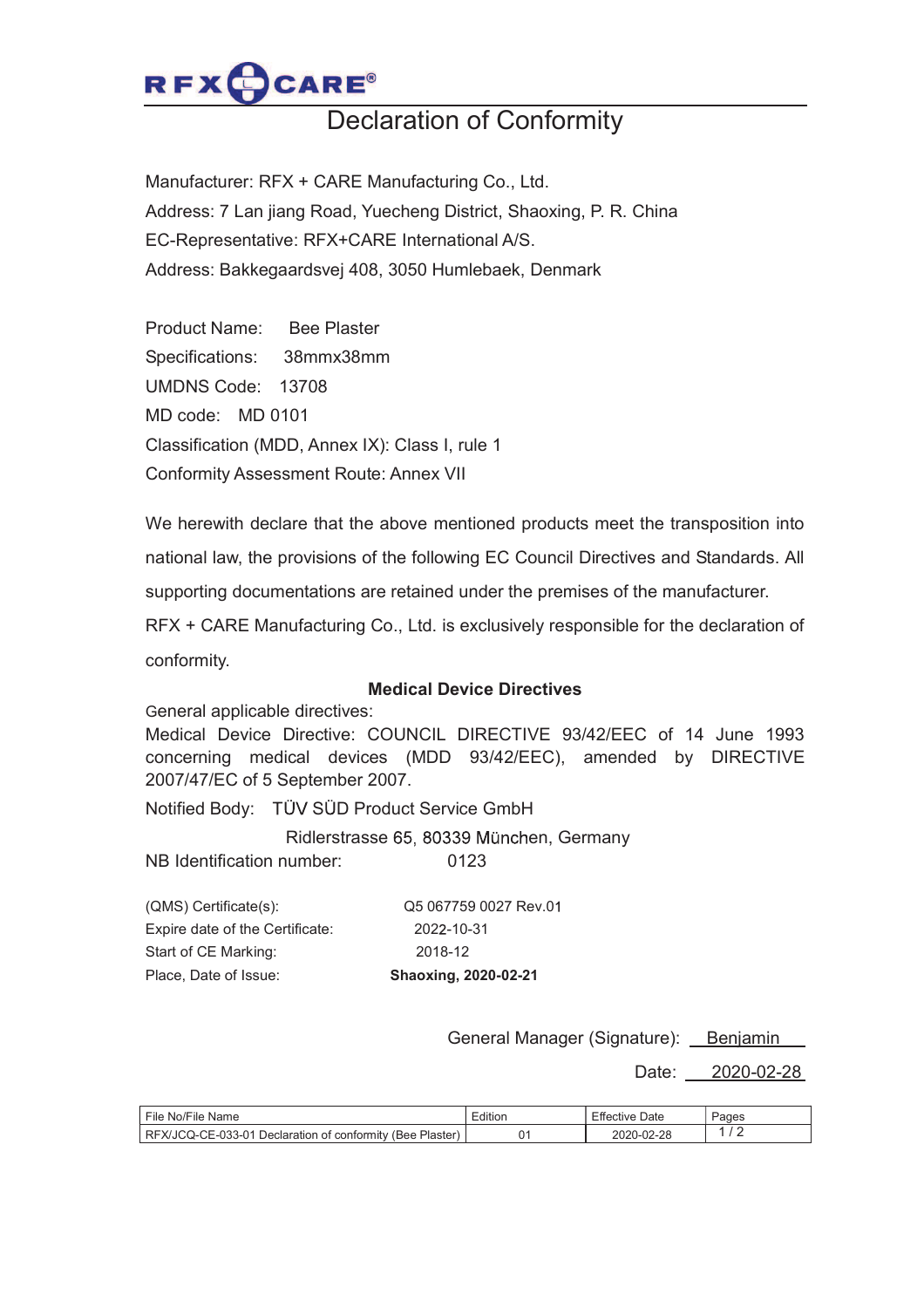RFX CARE®

# Declaration of Conformity

Manufacturer: RFX + CARE Manufacturing Co., Ltd.
Address: 7 Lan jiang Road, Yuecheng District, Shaoxing, P. R. China
EC-Representative: RFX+CARE International A/S.
Address: Bakkegaardsvej 408, 3050 Humlebaek, Denmark

Product Name: Bee Plaster
Specifications: 38mmx38mm
UMDNS Code: 13708
MD code: MD 0101
Classification (MDD, Annex IX): Class I, rule 1
Conformity Assessment Route: Annex VII

We herewith declare that the above mentioned products meet the transposition into national law, the provisions of the following EC Council Directives and Standards. All supporting documentations are retained under the premises of the manufacturer.
RFX + CARE Manufacturing Co., Ltd. is exclusively responsible for the declaration of conformity.

**Medical Device Directives**

General applicable directives:
Medical Device Directive: COUNCIL DIRECTIVE 93/42/EEC of 14 June 1993 concerning medical devices (MDD 93/42/EEC), amended by DIRECTIVE 2007/47/EC of 5 September 2007.

Notified Body: TÜV SÜD Product Service GmbH
Ridlerstrasse 65, 80339 München, Germany
NB Identification number: 0123

(QMS) Certificate(s): Q5 067759 0027 Rev.01
Expire date of the Certificate: 2022-10-31
Start of CE Marking: 2018-12
Place, Date of Issue: **Shaoxing, 2020-02-21**

General Manager (Signature): Benjamin

Date: 2020-02-28

| File No/File Name | Edition | Effective Date | Pages |
|---|---|---|---|
| RFX/JCQ-CE-033-01 Declaration of conformity (Bee Plaster) | 01 | 2020-02-28 | 1 / 2 |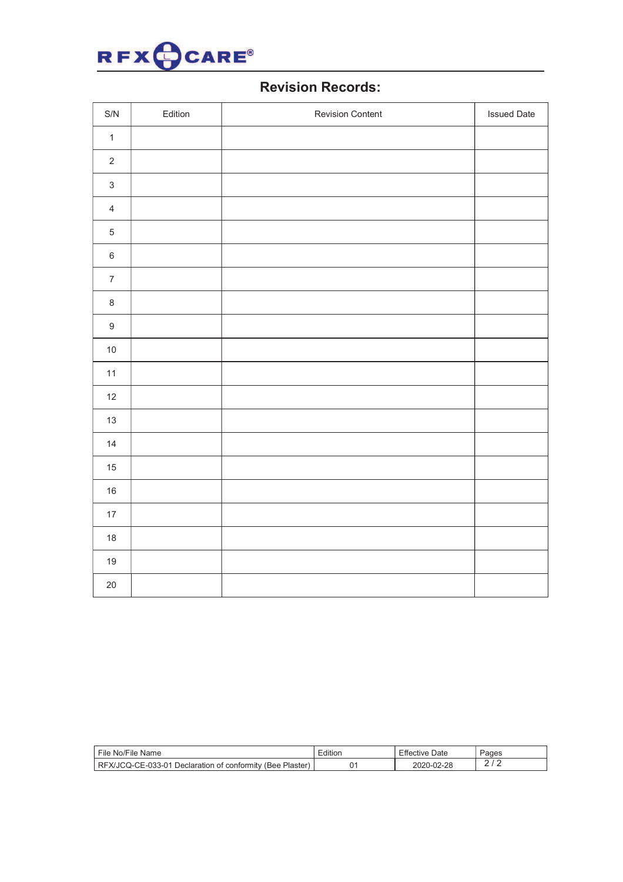## Revision Records:

| S/N | Edition | Revision Content | Issued Date |
|---|---|---|---|
| 1 | | | |
| 2 | | | |
| 3 | | | |
| 4 | | | |
| 5 | | | |
| 6 | | | |
| 7 | | | |
| 8 | | | |
| 9 | | | |
| 10 | | | |
| 11 | | | |
| 12 | | | |
| 13 | | | |
| 14 | | | |
| 15 | | | |
| 16 | | | |
| 17 | | | |
| 18 | | | |
| 19 | | | |
| 20 | | | |